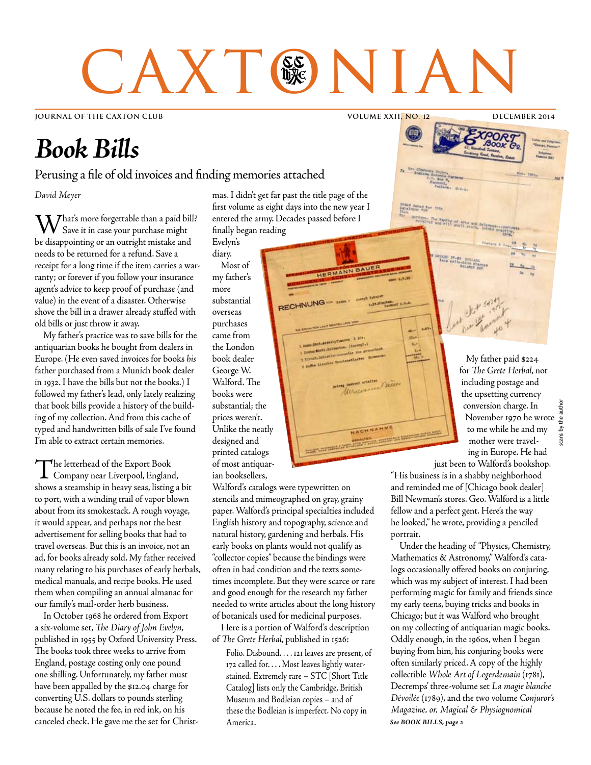# CAXTONIAN

JOURNAL OF THE CAXTON CLUB — VOLUME XXII, NO. 12 — DECEMBER 2014

# *Book Bills*

## Perusing a file of old invoices and finding memories attached

*David Meyer*

What's more forgettable than a paid bill? Save it in case your purchase might be disappointing or an outright mistake and needs to be returned for a refund. Save a receipt for a long time if the item carries a warranty; or forever if you follow your insurance agent's advice to keep proof of purchase (and value) in the event of a disaster. Otherwise shove the bill in a drawer already stuffed with old bills or just throw it away.

My father's practice was to save bills for the antiquarian books he bought from dealers in Europe. (He even saved invoices for books *his* father purchased from a Munich book dealer in 1932. I have the bills but not the books.) I followed my father's lead, only lately realizing that book bills provide a history of the building of my collection. And from this cache of typed and handwritten bills of sale I've found I'm able to extract certain memories.

The letterhead of the Export Book Company near Liverpool, England, shows a steamship in heavy seas, listing a bit to port, with a winding trail of vapor blown about from its smokestack. A rough voyage, it would appear, and perhaps not the best advertisement for selling books that had to travel overseas. But this is an invoice, not an ad, for books already sold. My father received many relating to his purchases of early herbals, medical manuals, and recipe books. He used them when compiling an annual almanac for our family's mail-order herb business.

In October 1968 he ordered from Export a six-volume set, *The Diary of John Evelyn*, published in 1955 by Oxford University Press. The books took three weeks to arrive from England, postage costing only one pound one shilling. Unfortunately, my father must have been appalled by the $12.04 charge for converting U.S. dollars to pounds sterling because he noted the fee, in red ink, on his canceled check. He gave me the set for Christmas. I didn't get far past the title page of the first volume as eight days into the new year I entered the army. Decades passed before I finally began reading Evelyn's diary.

Most of my father's more substantial overseas purchases came from the London book dealer George W. Walford. The books were substantial; the prices weren't. Unlike the neatly designed and printed catalogs of most antiquarian booksellers, Walford's catalogs were typewritten on stencils and mimeographed on gray, grainy paper. Walford's principal specialties included English history and topography, science and natural history, gardening and herbals. His early books on plants would not qualify as "collector copies" because the bindings were often in bad condition and the texts sometimes incomplete. But they were scarce or rare and good enough for the research my father needed to write articles about the long history of botanicals used for medicinal purposes.

Here is a portion of Walford's description of *The Grete Herbal*, published in 1526:

> Folio. Disbound. . . . 121 leaves are present, of 172 called for. . . . Most leaves lightly waterstained. Extremely rare – STC [Short Title Catalog] lists only the Cambridge, British Museum and Bodleian copies – and of these the Bodleian is imperfect. No copy in America.

My father paid $224 for *The Grete Herbal*, not including postage and the upsetting currency conversion charge. In November 1970 he wrote to me while he and my mother were traveling in Europe. He had just been to Walford's bookshop. "His business is in a shabby neighborhood and reminded me of [Chicago book dealer] Bill Newman's stores. Geo. Walford is a little fellow and a perfect gent. Here's the way he looked," he wrote, providing a penciled portrait.

Under the heading of "Physics, Chemistry, Mathematics & Astronomy," Walford's catalogs occasionally offered books on conjuring, which was my subject of interest. I had been performing magic for family and friends since my early teens, buying tricks and books in Chicago; but it was Walford who brought on my collecting of antiquarian magic books. Oddly enough, in the 1960s, when I began buying from him, his conjuring books were often similarly priced. A copy of the highly collectible *Whole Art of Legerdemain* (1781), Decremps' three-volume set *La magie blanche Dévoilée* (1789), and the two volume *Conjuror's Magazine, or, Magical & Physiognomical*

***See BOOK BILLS, page 2***

scans by the author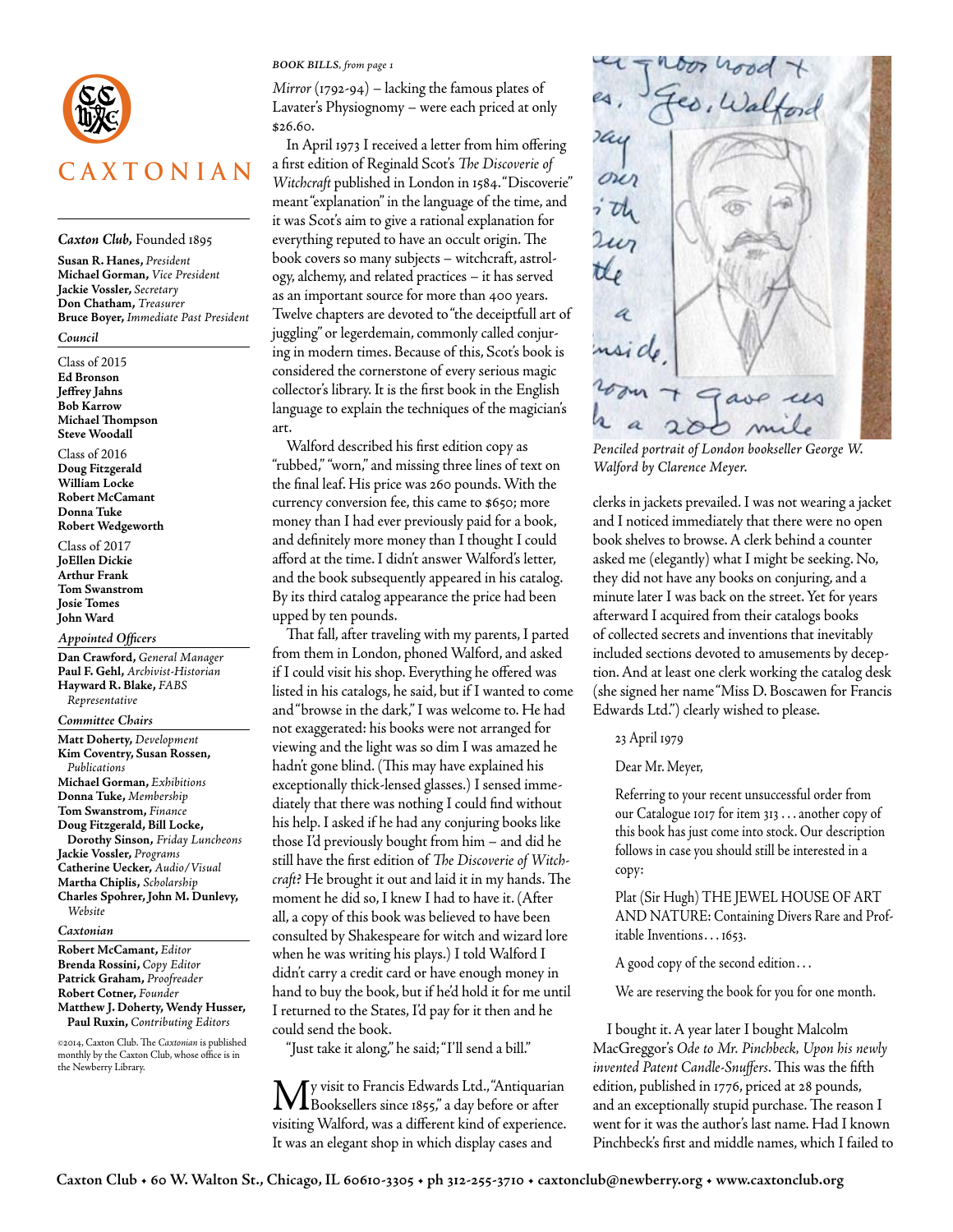CAXTONIAN

*Caxton Club,* Founded 1895

**Susan R. Hanes,** *President*
**Michael Gorman,** *Vice President*
**Jackie Vossler,** *Secretary*
**Don Chatham,** *Treasurer*
**Bruce Boyer,** *Immediate Past President*

*Council*

Class of 2015
**Ed Bronson**
**Jeffrey Jahns**
**Bob Karrow**
**Michael Thompson**
**Steve Woodall**

Class of 2016
**Doug Fitzgerald**
**William Locke**
**Robert McCamant**
**Donna Tuke**
**Robert Wedgeworth**

Class of 2017
**JoEllen Dickie**
**Arthur Frank**
**Tom Swanstrom**
**Josie Tomes**
**John Ward**

*Appointed Officers*

**Dan Crawford,** *General Manager*
**Paul F. Gehl,** *Archivist-Historian*
**Hayward R. Blake,** *FABS Representative*

*Committee Chairs*

**Matt Doherty,** *Development*
**Kim Coventry, Susan Rossen,** *Publications*
**Michael Gorman,** *Exhibitions*
**Donna Tuke,** *Membership*
**Tom Swanstrom,** *Finance*
**Doug Fitzgerald, Bill Locke, Dorothy Sinson,** *Friday Luncheons*
**Jackie Vossler,** *Programs*
**Catherine Uecker,** *Audio/Visual*
**Martha Chiplis,** *Scholarship*
**Charles Spohrer, John M. Dunlevy,** *Website*

*Caxtonian*

**Robert McCamant,** *Editor*
**Brenda Rossini,** *Copy Editor*
**Patrick Graham,** *Proofreader*
**Robert Cotner,** *Founder*
**Matthew J. Doherty, Wendy Husser, Paul Ruxin,** *Contributing Editors*

©2014, Caxton Club. The *Caxtonian* is published monthly by the Caxton Club, whose office is in the Newberry Library.

*BOOK BILLS, from page 1*

*Mirror* (1792-94) – lacking the famous plates of Lavater's Physiognomy – were each priced at only $26.60.

In April 1973 I received a letter from him offering a first edition of Reginald Scot's *The Discoverie of Witchcraft* published in London in 1584. "Discoverie" meant "explanation" in the language of the time, and it was Scot's aim to give a rational explanation for everything reputed to have an occult origin. The book covers so many subjects – witchcraft, astrology, alchemy, and related practices – it has served as an important source for more than 400 years. Twelve chapters are devoted to "the deceiptfull art of juggling" or legerdemain, commonly called conjuring in modern times. Because of this, Scot's book is considered the cornerstone of every serious magic collector's library. It is the first book in the English language to explain the techniques of the magician's art.

Walford described his first edition copy as "rubbed," "worn," and missing three lines of text on the final leaf. His price was 260 pounds. With the currency conversion fee, this came to $650; more money than I had ever previously paid for a book, and definitely more money than I thought I could afford at the time. I didn't answer Walford's letter, and the book subsequently appeared in his catalog. By its third catalog appearance the price had been upped by ten pounds.

That fall, after traveling with my parents, I parted from them in London, phoned Walford, and asked if I could visit his shop. Everything he offered was listed in his catalogs, he said, but if I wanted to come and "browse in the dark," I was welcome to. He had not exaggerated: his books were not arranged for viewing and the light was so dim I was amazed he hadn't gone blind. (This may have explained his exceptionally thick-lensed glasses.) I sensed immediately that there was nothing I could find without his help. I asked if he had any conjuring books like those I'd previously bought from him – and did he still have the first edition of *The Discoverie of Witchcraft?* He brought it out and laid it in my hands. The moment he did so, I knew I had to have it. (After all, a copy of this book was believed to have been consulted by Shakespeare for witch and wizard lore when he was writing his plays.) I told Walford I didn't carry a credit card or have enough money in hand to buy the book, but if he'd hold it for me until I returned to the States, I'd pay for it then and he could send the book.

"Just take it along," he said; "I'll send a bill."

My visit to Francis Edwards Ltd., "Antiquarian Booksellers since 1855," a day before or after visiting Walford, was a different kind of experience. It was an elegant shop in which display cases and clerks in jackets prevailed. I was not wearing a jacket and I noticed immediately that there were no open book shelves to browse. A clerk behind a counter asked me (elegantly) what I might be seeking. No, they did not have any books on conjuring, and a minute later I was back on the street. Yet for years afterward I acquired from their catalogs books of collected secrets and inventions that inevitably included sections devoted to amusements by deception. And at least one clerk working the catalog desk (she signed her name "Miss D. Boscawen for Francis Edwards Ltd.") clearly wished to please.

*Penciled portrait of London bookseller George W. Walford by Clarence Meyer.*

> 23 April 1979
>
> Dear Mr. Meyer,
>
> Referring to your recent unsuccessful order from our Catalogue 1017 for item 313 . . . another copy of this book has just come into stock. Our description follows in case you should still be interested in a copy:
>
> Plat (Sir Hugh) THE JEWEL HOUSE OF ART AND NATURE: Containing Divers Rare and Profitable Inventions . . . 1653.
>
> A good copy of the second edition . . .
>
> We are reserving the book for you for one month.

I bought it. A year later I bought Malcolm MacGreggor's *Ode to Mr. Pinchbeck, Upon his newly invented Patent Candle-Snuffers*. This was the fifth edition, published in 1776, priced at 28 pounds, and an exceptionally stupid purchase. The reason I went for it was the author's last name. Had I known Pinchbeck's first and middle names, which I failed to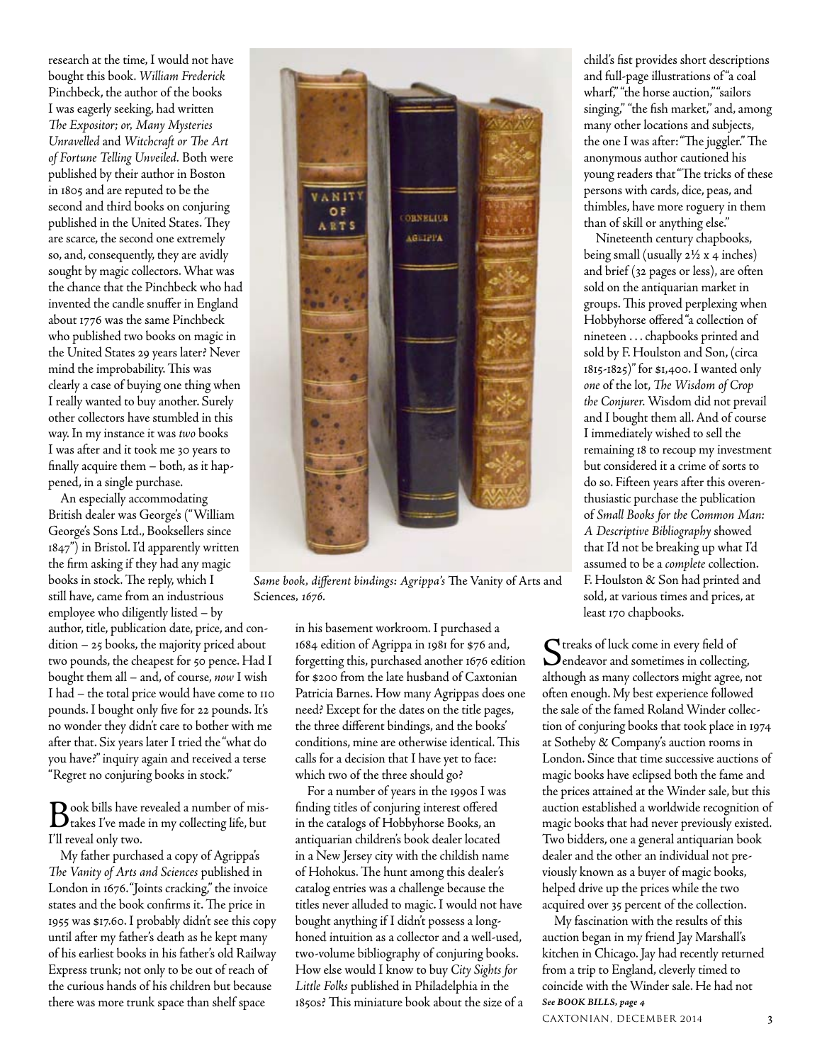research at the time, I would not have bought this book. *William Frederick* Pinchbeck, the author of the books I was eagerly seeking, had written *The Expositor; or, Many Mysteries Unravelled* and *Witchcraft or The Art of Fortune Telling Unveiled*. Both were published by their author in Boston in 1805 and are reputed to be the second and third books on conjuring published in the United States. They are scarce, the second one extremely so, and, consequently, they are avidly sought by magic collectors. What was the chance that the Pinchbeck who had invented the candle snuffer in England about 1776 was the same Pinchbeck who published two books on magic in the United States 29 years later? Never mind the improbability. This was clearly a case of buying one thing when I really wanted to buy another. Surely other collectors have stumbled in this way. In my instance it was *two* books I was after and it took me 30 years to finally acquire them – both, as it happened, in a single purchase.

An especially accommodating British dealer was George's ("William George's Sons Ltd., Booksellers since 1847") in Bristol. I'd apparently written the firm asking if they had any magic books in stock. The reply, which I still have, came from an industrious employee who diligently listed – by author, title, publication date, price, and condition – 25 books, the majority priced about two pounds, the cheapest for 50 pence. Had I bought them all – and, of course, *now* I wish I had – the total price would have come to 110 pounds. I bought only five for 22 pounds. It's no wonder they didn't care to bother with me after that. Six years later I tried the "what do you have?" inquiry again and received a terse "Regret no conjuring books in stock."

*Same book, different bindings: Agrippa's* The Vanity of Arts and Sciences, *1676.*

Book bills have revealed a number of mistakes I've made in my collecting life, but I'll reveal only two.

My father purchased a copy of Agrippa's *The Vanity of Arts and Sciences* published in London in 1676. "Joints cracking," the invoice states and the book confirms it. The price in 1955 was $17.60. I probably didn't see this copy until after my father's death as he kept many of his earliest books in his father's old Railway Express trunk; not only to be out of reach of the curious hands of his children but because there was more trunk space than shelf space in his basement workroom. I purchased a 1684 edition of Agrippa in 1981 for $76 and, forgetting this, purchased another 1676 edition for $200 from the late husband of Caxtonian Patricia Barnes. How many Agrippas does one need? Except for the dates on the title pages, the three different bindings, and the books' conditions, mine are otherwise identical. This calls for a decision that I have yet to face: which two of the three should go?

For a number of years in the 1990s I was finding titles of conjuring interest offered in the catalogs of Hobbyhorse Books, an antiquarian children's book dealer located in a New Jersey city with the childish name of Hohokus. The hunt among this dealer's catalog entries was a challenge because the titles never alluded to magic. I would not have bought anything if I didn't possess a long-honed intuition as a collector and a well-used, two-volume bibliography of conjuring books. How else would I know to buy *City Sights for Little Folks* published in Philadelphia in the 1850s? This miniature book about the size of a child's fist provides short descriptions and full-page illustrations of "a coal wharf," "the horse auction," "sailors singing," "the fish market," and, among many other locations and subjects, the one I was after: "The juggler." The anonymous author cautioned his young readers that "The tricks of these persons with cards, dice, peas, and thimbles, have more roguery in them than of skill or anything else."

Nineteenth century chapbooks, being small (usually 2½ x 4 inches) and brief (32 pages or less), are often sold on the antiquarian market in groups. This proved perplexing when Hobbyhorse offered "a collection of nineteen . . . chapbooks printed and sold by F. Houlston and Son, (circa 1815-1825)" for $1,400. I wanted only *one* of the lot, *The Wisdom of Crop the Conjurer*. Wisdom did not prevail and I bought them all. And of course I immediately wished to sell the remaining 18 to recoup my investment but considered it a crime of sorts to do so. Fifteen years after this overenthusiastic purchase the publication of *Small Books for the Common Man: A Descriptive Bibliography* showed that I'd not be breaking up what I'd assumed to be a *complete* collection. F. Houlston & Son had printed and sold, at various times and prices, at least 170 chapbooks.

Streaks of luck come in every field of endeavor and sometimes in collecting, although as many collectors might agree, not often enough. My best experience followed the sale of the famed Roland Winder collection of conjuring books that took place in 1974 at Sotheby & Company's auction rooms in London. Since that time successive auctions of magic books have eclipsed both the fame and the prices attained at the Winder sale, but this auction established a worldwide recognition of magic books that had never previously existed. Two bidders, one a general antiquarian book dealer and the other an individual not previously known as a buyer of magic books, helped drive up the prices while the two acquired over 35 percent of the collection.

My fascination with the results of this auction began in my friend Jay Marshall's kitchen in Chicago. Jay had recently returned from a trip to England, cleverly timed to coincide with the Winder sale. He had not

***See BOOK BILLS, page 4***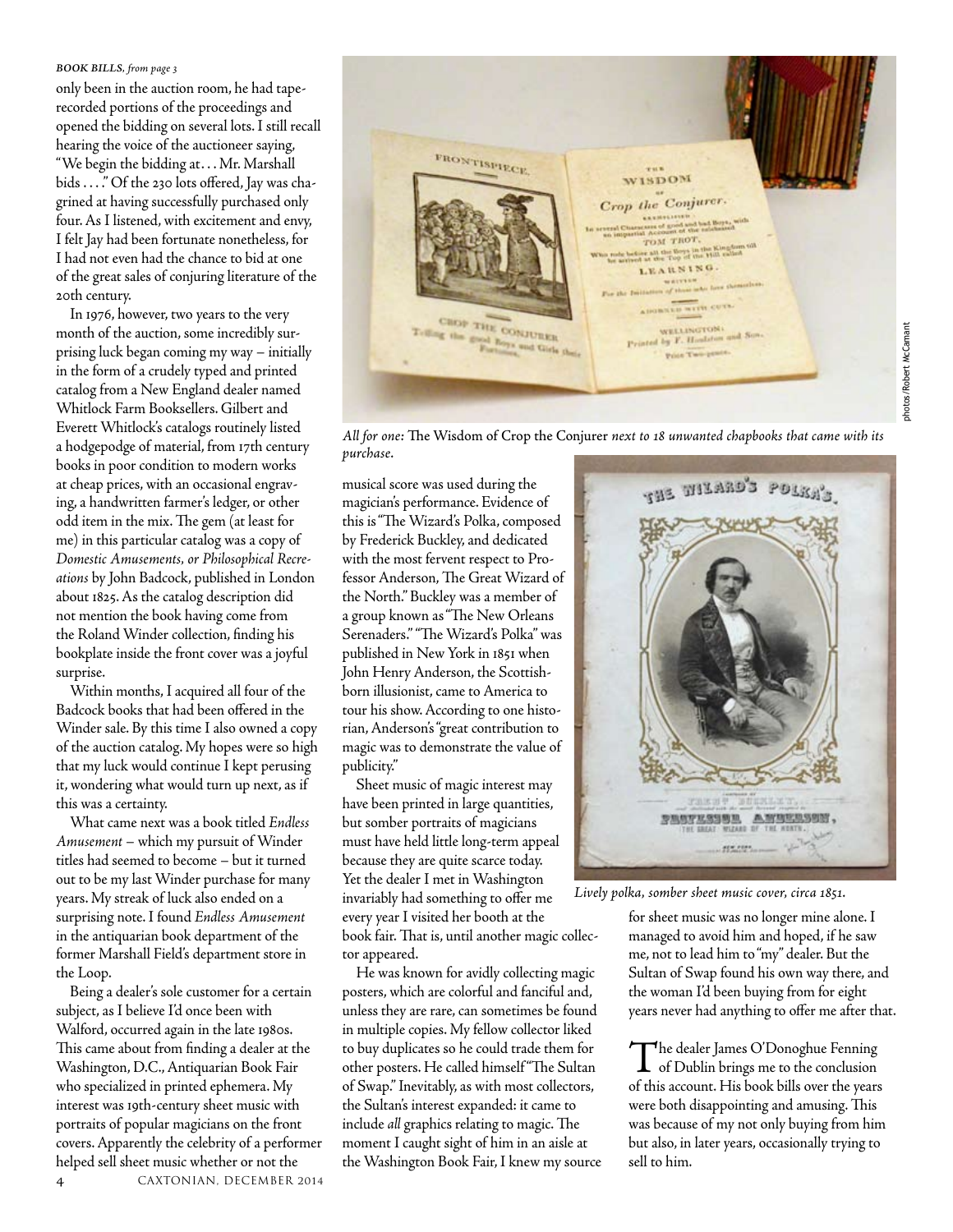*BOOK BILLS, from page 3*

only been in the auction room, he had tape-recorded portions of the proceedings and opened the bidding on several lots. I still recall hearing the voice of the auctioneer saying, "We begin the bidding at . . . Mr. Marshall bids . . . ." Of the 230 lots offered, Jay was chagrined at having successfully purchased only four. As I listened, with excitement and envy, I felt Jay had been fortunate nonetheless, for I had not even had the chance to bid at one of the great sales of conjuring literature of the 20th century.

In 1976, however, two years to the very month of the auction, some incredibly surprising luck began coming my way – initially in the form of a crudely typed and printed catalog from a New England dealer named Whitlock Farm Booksellers. Gilbert and Everett Whitlock's catalogs routinely listed a hodgepodge of material, from 17th century books in poor condition to modern works at cheap prices, with an occasional engraving, a handwritten farmer's ledger, or other odd item in the mix. The gem (at least for me) in this particular catalog was a copy of *Domestic Amusements, or Philosophical Recreations* by John Badcock, published in London about 1825. As the catalog description did not mention the book having come from the Roland Winder collection, finding his bookplate inside the front cover was a joyful surprise.

Within months, I acquired all four of the Badcock books that had been offered in the Winder sale. By this time I also owned a copy of the auction catalog. My hopes were so high that my luck would continue I kept perusing it, wondering what would turn up next, as if this was a certainty.

What came next was a book titled *Endless Amusement* – which my pursuit of Winder titles had seemed to become – but it turned out to be my last Winder purchase for many years. My streak of luck also ended on a surprising note. I found *Endless Amusement* in the antiquarian book department of the former Marshall Field's department store in the Loop.

Being a dealer's sole customer for a certain subject, as I believe I'd once been with Walford, occurred again in the late 1980s. This came about from finding a dealer at the Washington, D.C., Antiquarian Book Fair who specialized in printed ephemera. My interest was 19th-century sheet music with portraits of popular magicians on the front covers. Apparently the celebrity of a performer helped sell sheet music whether or not the musical score was used during the magician's performance. Evidence of this is "The Wizard's Polka, composed by Frederick Buckley, and dedicated with the most fervent respect to Professor Anderson, The Great Wizard of the North." Buckley was a member of a group known as "The New Orleans Serenaders." "The Wizard's Polka" was published in New York in 1851 when John Henry Anderson, the Scottish-born illusionist, came to America to tour his show. According to one historian, Anderson's "great contribution to magic was to demonstrate the value of publicity."

*All for one:* The Wisdom of Crop the Conjurer *next to 18 unwanted chapbooks that came with its purchase.*

*Lively polka, somber sheet music cover, circa 1851.*

photos/Robert McCamant

Sheet music of magic interest may have been printed in large quantities, but somber portraits of magicians must have held little long-term appeal because they are quite scarce today. Yet the dealer I met in Washington invariably had something to offer me every year I visited her booth at the book fair. That is, until another magic collector appeared.

He was known for avidly collecting magic posters, which are colorful and fanciful and, unless they are rare, can sometimes be found in multiple copies. My fellow collector liked to buy duplicates so he could trade them for other posters. He called himself "The Sultan of Swap." Inevitably, as with most collectors, the Sultan's interest expanded: it came to include *all* graphics relating to magic. The moment I caught sight of him in an aisle at the Washington Book Fair, I knew my source for sheet music was no longer mine alone. I managed to avoid him and hoped, if he saw me, not to lead him to "my" dealer. But the Sultan of Swap found his own way there, and the woman I'd been buying from for eight years never had anything to offer me after that.

The dealer James O'Donoghue Fenning of Dublin brings me to the conclusion of this account. His book bills over the years were both disappointing and amusing. This was because of my not only buying from him but also, in later years, occasionally trying to sell to him.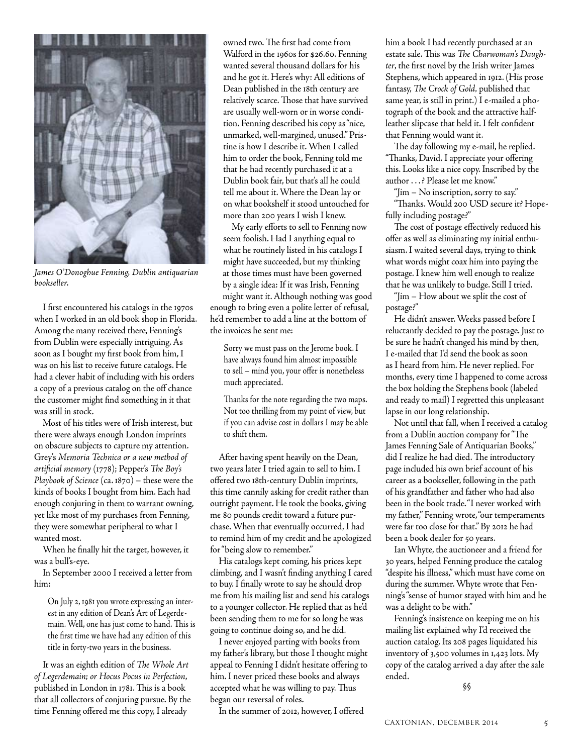*James O'Donoghue Fenning, Dublin antiquarian bookseller.*

I first encountered his catalogs in the 1970s when I worked in an old book shop in Florida. Among the many received there, Fenning's from Dublin were especially intriguing. As soon as I bought my first book from him, I was on his list to receive future catalogs. He had a clever habit of including with his orders a copy of a previous catalog on the off chance the customer might find something in it that was still in stock.

Most of his titles were of Irish interest, but there were always enough London imprints on obscure subjects to capture my attention. Grey's *Memoria Technica or a new method of artificial memory* (1778); Pepper's *The Boy's Playbook of Science* (ca. 1870) – these were the kinds of books I bought from him. Each had enough conjuring in them to warrant owning, yet like most of my purchases from Fenning, they were somewhat peripheral to what I wanted most.

When he finally hit the target, however, it was a bull's-eye.

In September 2000 I received a letter from him:

> On July 2, 1981 you wrote expressing an interest in any edition of Dean's Art of Legerdemain. Well, one has just come to hand. This is the first time we have had any edition of this title in forty-two years in the business.

It was an eighth edition of *The Whole Art of Legerdemain; or Hocus Pocus in Perfection*, published in London in 1781. This is a book that all collectors of conjuring pursue. By the time Fenning offered me this copy, I already owned two. The first had come from Walford in the 1960s for $26.60. Fenning wanted several thousand dollars for his and he got it. Here's why: All editions of Dean published in the 18th century are relatively scarce. Those that have survived are usually well-worn or in worse condition. Fenning described his copy as "nice, unmarked, well-margined, unused." Pristine is how I describe it. When I called him to order the book, Fenning told me that he had recently purchased it at a Dublin book fair, but that's all he could tell me about it. Where the Dean lay or on what bookshelf it stood untouched for more than 200 years I wish I knew.

My early efforts to sell to Fenning now seem foolish. Had I anything equal to what he routinely listed in his catalogs I might have succeeded, but my thinking at those times must have been governed by a single idea: If it was Irish, Fenning might want it. Although nothing was good enough to bring even a polite letter of refusal, he'd remember to add a line at the bottom of the invoices he sent me:

> Sorry we must pass on the Jerome book. I have always found him almost impossible to sell – mind you, your offer is nonetheless much appreciated.

> Thanks for the note regarding the two maps. Not too thrilling from my point of view, but if you can advise cost in dollars I may be able to shift them.

After having spent heavily on the Dean, two years later I tried again to sell to him. I offered two 18th-century Dublin imprints, this time cannily asking for credit rather than outright payment. He took the books, giving me 80 pounds credit toward a future purchase. When that eventually occurred, I had to remind him of my credit and he apologized for "being slow to remember."

His catalogs kept coming, his prices kept climbing, and I wasn't finding anything I cared to buy. I finally wrote to say he should drop me from his mailing list and send his catalogs to a younger collector. He replied that as he'd been sending them to me for so long he was going to continue doing so, and he did.

I never enjoyed parting with books from my father's library, but those I thought might appeal to Fenning I didn't hesitate offering to him. I never priced these books and always accepted what he was willing to pay. Thus began our reversal of roles.

In the summer of 2012, however, I offered him a book I had recently purchased at an estate sale. This was *The Charwoman's Daughter*, the first novel by the Irish writer James Stephens, which appeared in 1912. (His prose fantasy, *The Crock of Gold*, published that same year, is still in print.) I e-mailed a photograph of the book and the attractive half-leather slipcase that held it. I felt confident that Fenning would want it.

The day following my e-mail, he replied. "Thanks, David. I appreciate your offering this. Looks like a nice copy. Inscribed by the author . . . ? Please let me know."

"Jim – No inscription, sorry to say."

"Thanks. Would 200 USD secure it? Hopefully including postage?"

The cost of postage effectively reduced his offer as well as eliminating my initial enthusiasm. I waited several days, trying to think what words might coax him into paying the postage. I knew him well enough to realize that he was unlikely to budge. Still I tried.

"Jim – How about we split the cost of postage?"

He didn't answer. Weeks passed before I reluctantly decided to pay the postage. Just to be sure he hadn't changed his mind by then, I e-mailed that I'd send the book as soon as I heard from him. He never replied. For months, every time I happened to come across the box holding the Stephens book (labeled and ready to mail) I regretted this unpleasant lapse in our long relationship.

Not until that fall, when I received a catalog from a Dublin auction company for "The James Fenning Sale of Antiquarian Books," did I realize he had died. The introductory page included his own brief account of his career as a bookseller, following in the path of his grandfather and father who had also been in the book trade. "I never worked with my father," Fenning wrote, "our temperaments were far too close for that." By 2012 he had been a book dealer for 50 years.

Ian Whyte, the auctioneer and a friend for 30 years, helped Fenning produce the catalog "despite his illness," which must have come on during the summer. Whyte wrote that Fenning's "sense of humor stayed with him and he was a delight to be with."

Fenning's insistence on keeping me on his mailing list explained why I'd received the auction catalog. Its 208 pages liquidated his inventory of 3,500 volumes in 1,423 lots. My copy of the catalog arrived a day after the sale ended.

§§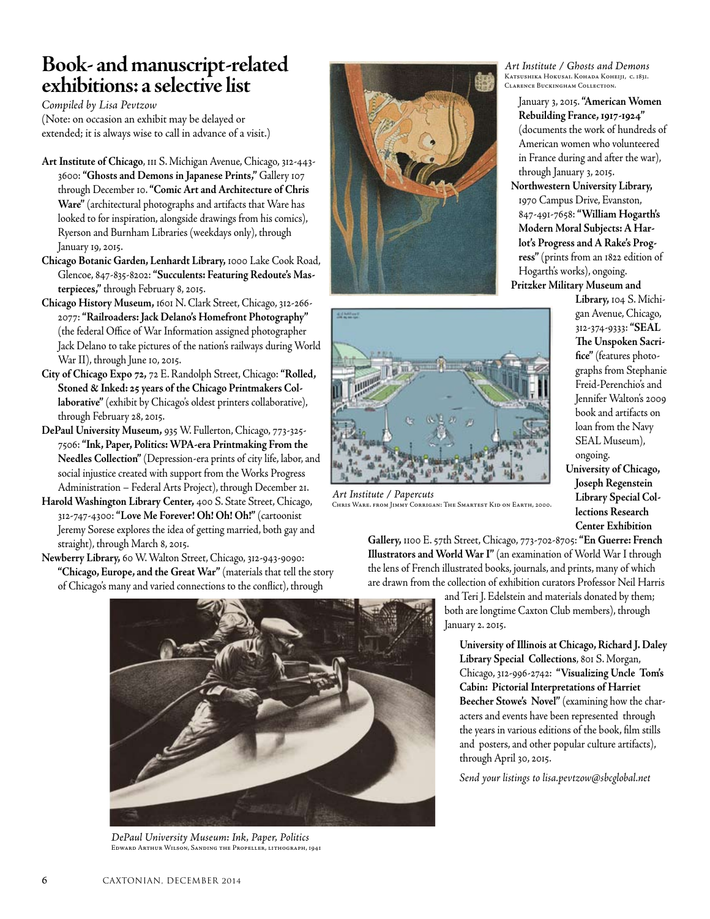# Book- and manuscript-related exhibitions: a selective list

*Compiled by Lisa Pevtzow*

(Note: on occasion an exhibit may be delayed or extended; it is always wise to call in advance of a visit.)

**Art Institute of Chicago**, 111 S. Michigan Avenue, Chicago, 312-443-3600: **"Ghosts and Demons in Japanese Prints,"** Gallery 107 through December 10. **"Comic Art and Architecture of Chris Ware"** (architectural photographs and artifacts that Ware has looked to for inspiration, alongside drawings from his comics), Ryerson and Burnham Libraries (weekdays only), through January 19, 2015.

**Chicago Botanic Garden, Lenhardt Library,** 1000 Lake Cook Road, Glencoe, 847-835-8202: **"Succulents: Featuring Redoute's Masterpieces,"** through February 8, 2015.

**Chicago History Museum,** 1601 N. Clark Street, Chicago, 312-266-2077: **"Railroaders: Jack Delano's Homefront Photography"** (the federal Office of War Information assigned photographer Jack Delano to take pictures of the nation's railways during World War II), through June 10, 2015.

**City of Chicago Expo 72,** 72 E. Randolph Street, Chicago: **"Rolled, Stoned & Inked: 25 years of the Chicago Printmakers Collaborative"** (exhibit by Chicago's oldest printers collaborative), through February 28, 2015.

**DePaul University Museum,** 935 W. Fullerton, Chicago, 773-325-7506: **"Ink, Paper, Politics: WPA-era Printmaking From the Needles Collection"** (Depression-era prints of city life, labor, and social injustice created with support from the Works Progress Administration – Federal Arts Project), through December 21.

**Harold Washington Library Center,** 400 S. State Street, Chicago, 312-747-4300: **"Love Me Forever! Oh! Oh! Oh!"** (cartoonist Jeremy Sorese explores the idea of getting married, both gay and straight), through March 8, 2015.

**Newberry Library,** 60 W. Walton Street, Chicago, 312-943-9090: **"Chicago, Europe, and the Great War"** (materials that tell the story of Chicago's many and varied connections to the conflict), through January 3, 2015. **"American Women Rebuilding France, 1917-1924"** (documents the work of hundreds of American women who volunteered in France during and after the war), through January 3, 2015.

**Northwestern University Library,** 1970 Campus Drive, Evanston, 847-491-7658: **"William Hogarth's Modern Moral Subjects: A Harlot's Progress and A Rake's Progress"** (prints from an 1822 edition of Hogarth's works), ongoing.

**Pritzker Military Museum and Library,** 104 S. Michigan Avenue, Chicago, 312-374-9333: **"SEAL The Unspoken Sacrifice"** (features photographs from Stephanie Freid-Perenchio's and Jennifer Walton's 2009 book and artifacts on loan from the Navy SEAL Museum), ongoing.

**University of Chicago, Joseph Regenstein Library Special Collections Research Center Exhibition Gallery,** 1100 E. 57th Street, Chicago, 773-702-8705: **"En Guerre: French Illustrators and World War I"** (an examination of World War I through the lens of French illustrated books, journals, and prints, many of which are drawn from the collection of exhibition curators Professor Neil Harris and Teri J. Edelstein and materials donated by them; both are longtime Caxton Club members), through January 2. 2015.

**University of Illinois at Chicago, Richard J. Daley Library Special Collections**, 801 S. Morgan, Chicago, 312-996-2742: **"Visualizing Uncle Tom's Cabin: Pictorial Interpretations of Harriet Beecher Stowe's Novel"** (examining how the characters and events have been represented through the years in various editions of the book, film stills and posters, and other popular culture artifacts), through April 30, 2015.

*Send your listings to lisa.pevtzow@sbcglobal.net*

*Art Institute / Ghosts and Demons*
Katsushika Hokusai. Kohada Koheiji, c. 1831. Clarence Buckingham Collection.

*Art Institute / Papercuts*
Chris Ware. from Jimmy Corrigan: The Smartest Kid on Earth, 2000.

*DePaul University Museum: Ink, Paper, Politics*
Edward Arthur Wilson, Sanding the Propeller, lithograph, 1941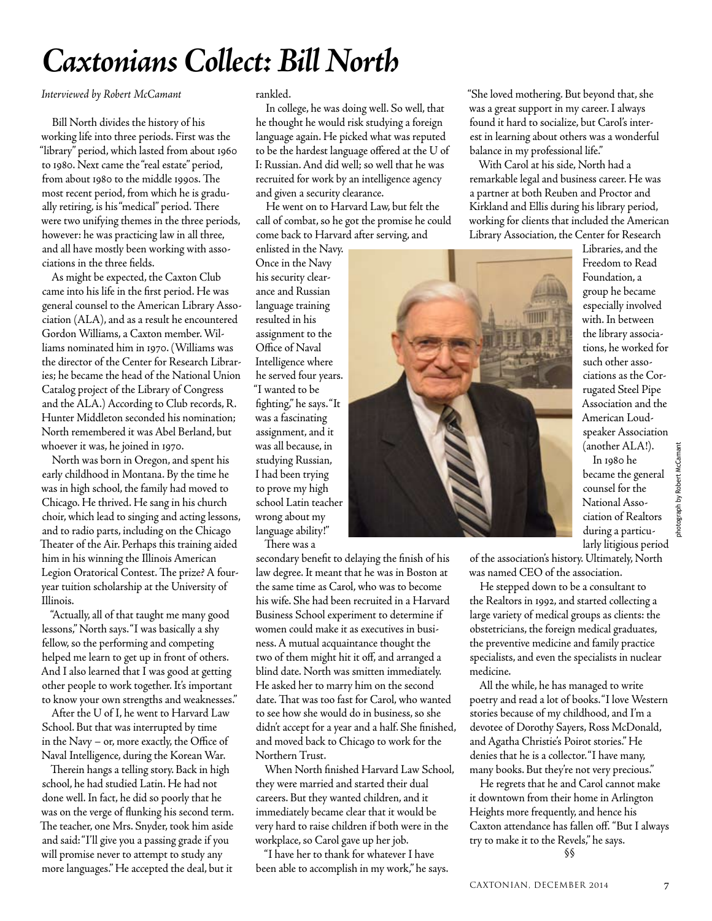# *Caxtonians Collect: Bill North*

*Interviewed by Robert McCamant*

Bill North divides the history of his working life into three periods. First was the "library" period, which lasted from about 1960 to 1980. Next came the "real estate" period, from about 1980 to the middle 1990s. The most recent period, from which he is gradually retiring, is his "medical" period. There were two unifying themes in the three periods, however: he was practicing law in all three, and all have mostly been working with associations in the three fields.

As might be expected, the Caxton Club came into his life in the first period. He was general counsel to the American Library Association (ALA), and as a result he encountered Gordon Williams, a Caxton member. Williams nominated him in 1970. (Williams was the director of the Center for Research Libraries; he became the head of the National Union Catalog project of the Library of Congress and the ALA.) According to Club records, R. Hunter Middleton seconded his nomination; North remembered it was Abel Berland, but whoever it was, he joined in 1970.

North was born in Oregon, and spent his early childhood in Montana. By the time he was in high school, the family had moved to Chicago. He thrived. He sang in his church choir, which lead to singing and acting lessons, and to radio parts, including on the Chicago Theater of the Air. Perhaps this training aided him in his winning the Illinois American Legion Oratorical Contest. The prize? A four-year tuition scholarship at the University of Illinois.

"Actually, all of that taught me many good lessons," North says. "I was basically a shy fellow, so the performing and competing helped me learn to get up in front of others. And I also learned that I was good at getting other people to work together. It's important to know your own strengths and weaknesses."

After the U of I, he went to Harvard Law School. But that was interrupted by time in the Navy – or, more exactly, the Office of Naval Intelligence, during the Korean War.

Therein hangs a telling story. Back in high school, he had studied Latin. He had not done well. In fact, he did so poorly that he was on the verge of flunking his second term. The teacher, one Mrs. Snyder, took him aside and said: "I'll give you a passing grade if you will promise never to attempt to study any more languages." He accepted the deal, but it rankled.

In college, he was doing well. So well, that he thought he would risk studying a foreign language again. He picked what was reputed to be the hardest language offered at the U of I: Russian. And did well; so well that he was recruited for work by an intelligence agency and given a security clearance.

He went on to Harvard Law, but felt the call of combat, so he got the promise he could come back to Harvard after serving, and enlisted in the Navy. Once in the Navy his security clearance and Russian language training resulted in his assignment to the Office of Naval Intelligence where he served four years. "I wanted to be fighting," he says. "It was a fascinating assignment, and it was all because, in studying Russian, I had been trying to prove my high school Latin teacher wrong about my language ability!"

There was a secondary benefit to delaying the finish of his law degree. It meant that he was in Boston at the same time as Carol, who was to become his wife. She had been recruited in a Harvard Business School experiment to determine if women could make it as executives in business. A mutual acquaintance thought the two of them might hit it off, and arranged a blind date. North was smitten immediately. He asked her to marry him on the second date. That was too fast for Carol, who wanted to see how she would do in business, so she didn't accept for a year and a half. She finished, and moved back to Chicago to work for the Northern Trust.

When North finished Harvard Law School, they were married and started their dual careers. But they wanted children, and it immediately became clear that it would be very hard to raise children if both were in the workplace, so Carol gave up her job.

"I have her to thank for whatever I have been able to accomplish in my work," he says. "She loved mothering. But beyond that, she was a great support in my career. I always found it hard to socialize, but Carol's interest in learning about others was a wonderful balance in my professional life."

With Carol at his side, North had a remarkable legal and business career. He was a partner at both Reuben and Proctor and Kirkland and Ellis during his library period, working for clients that included the American Library Association, the Center for Research Libraries, and the Freedom to Read Foundation, a group he became especially involved with. In between the library associations, he worked for such other associations as the Corrugated Steel Pipe Association and the American Loudspeaker Association (another ALA!).

In 1980 he became the general counsel for the National Association of Realtors during a particularly litigious period of the association's history. Ultimately, North was named CEO of the association.

photograph by Robert McCamant

He stepped down to be a consultant to the Realtors in 1992, and started collecting a large variety of medical groups as clients: the obstetricians, the foreign medical graduates, the preventive medicine and family practice specialists, and even the specialists in nuclear medicine.

All the while, he has managed to write poetry and read a lot of books. "I love Western stories because of my childhood, and I'm a devotee of Dorothy Sayers, Ross McDonald, and Agatha Christie's Poirot stories." He denies that he is a collector. "I have many, many books. But they're not very precious."

He regrets that he and Carol cannot make it downtown from their home in Arlington Heights more frequently, and hence his Caxton attendance has fallen off. "But I always try to make it to the Revels," he says.

§§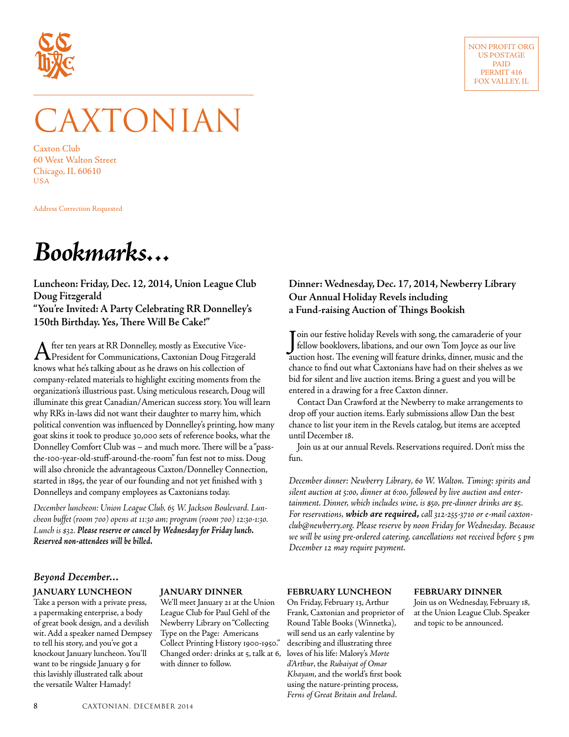NON PROFIT ORG
US POSTAGE
PAID
PERMIT 416
FOX VALLEY, IL

# CAXTONIAN

Caxton Club
60 West Walton Street
Chicago, IL 60610
USA

Address Correction Requested

# *Bookmarks...*

### Luncheon: Friday, Dec. 12, 2014, Union League Club
### Doug Fitzgerald
### "You're Invited: A Party Celebrating RR Donnelley's 150th Birthday. Yes, There Will Be Cake!"

After ten years at RR Donnelley, mostly as Executive Vice-President for Communications, Caxtonian Doug Fitzgerald knows what he's talking about as he draws on his collection of company-related materials to highlight exciting moments from the organization's illustrious past. Using meticulous research, Doug will illuminate this great Canadian/American success story. You will learn why RR's in-laws did not want their daughter to marry him, which political convention was influenced by Donnelley's printing, how many goat skins it took to produce 30,000 sets of reference books, what the Donnelley Comfort Club was – and much more. There will be a "pass-the-100-year-old-stuff-around-the-room" fun fest not to miss. Doug will also chronicle the advantageous Caxton/Donnelley Connection, started in 1895, the year of our founding and not yet finished with 3 Donnelleys and company employees as Caxtonians today.

*December luncheon: Union League Club, 65 W. Jackson Boulevard. Luncheon buffet (room 700) opens at 11:30 am; program (room 700) 12:30-1:30. Lunch is $32.* ***Please reserve or cancel by Wednesday for Friday lunch. Reserved non-attendees will be billed.***

### Dinner: Wednesday, Dec. 17, 2014, Newberry Library
### Our Annual Holiday Revels including a Fund-raising Auction of Things Bookish

Join our festive holiday Revels with song, the camaraderie of your fellow booklovers, libations, and our own Tom Joyce as our live auction host. The evening will feature drinks, dinner, music and the chance to find out what Caxtonians have had on their shelves as we bid for silent and live auction items. Bring a guest and you will be entered in a drawing for a free Caxton dinner.

Contact Dan Crawford at the Newberry to make arrangements to drop off your auction items. Early submissions allow Dan the best chance to list your item in the Revels catalog, but items are accepted until December 18.

Join us at our annual Revels. Reservations required. Don't miss the fun.

*December dinner: Newberry Library, 60 W. Walton. Timing: spirits and silent auction at 5:00, dinner at 6:00, followed by live auction and entertainment. Dinner, which includes wine, is $50, pre-dinner drinks are $5. For reservations,* ***which are required,*** *call 312-255-3710 or e-mail caxtonclub@newberry.org. Please reserve by noon Friday for Wednesday. Because we will be using pre-ordered catering, cancellations not received before 5 pm December 12 may require payment.*

## *Beyond December...*

**JANUARY LUNCHEON**
Take a person with a private press, a papermaking enterprise, a body of great book design, and a devilish wit. Add a speaker named Dempsey to tell his story, and you've got a knockout January luncheon. You'll want to be ringside January 9 for this lavishly illustrated talk about the versatile Walter Hamady!

**JANUARY DINNER**
We'll meet January 21 at the Union League Club for Paul Gehl of the Newberry Library on "Collecting Type on the Page: Americans Collect Printing History 1900-1950." Changed order: drinks at 5, talk at 6, with dinner to follow.

**FEBRUARY LUNCHEON**
On Friday, February 13, Arthur Frank, Caxtonian and proprietor of Round Table Books (Winnetka), will send us an early valentine by describing and illustrating three loves of his life: Malory's *Morte d'Arthur*, the *Rubaiyat of Omar Khayam*, and the world's first book using the nature-printing process, *Ferns of Great Britain and Ireland*.

**FEBRUARY DINNER**
Join us on Wednesday, February 18, at the Union League Club. Speaker and topic to be announced.